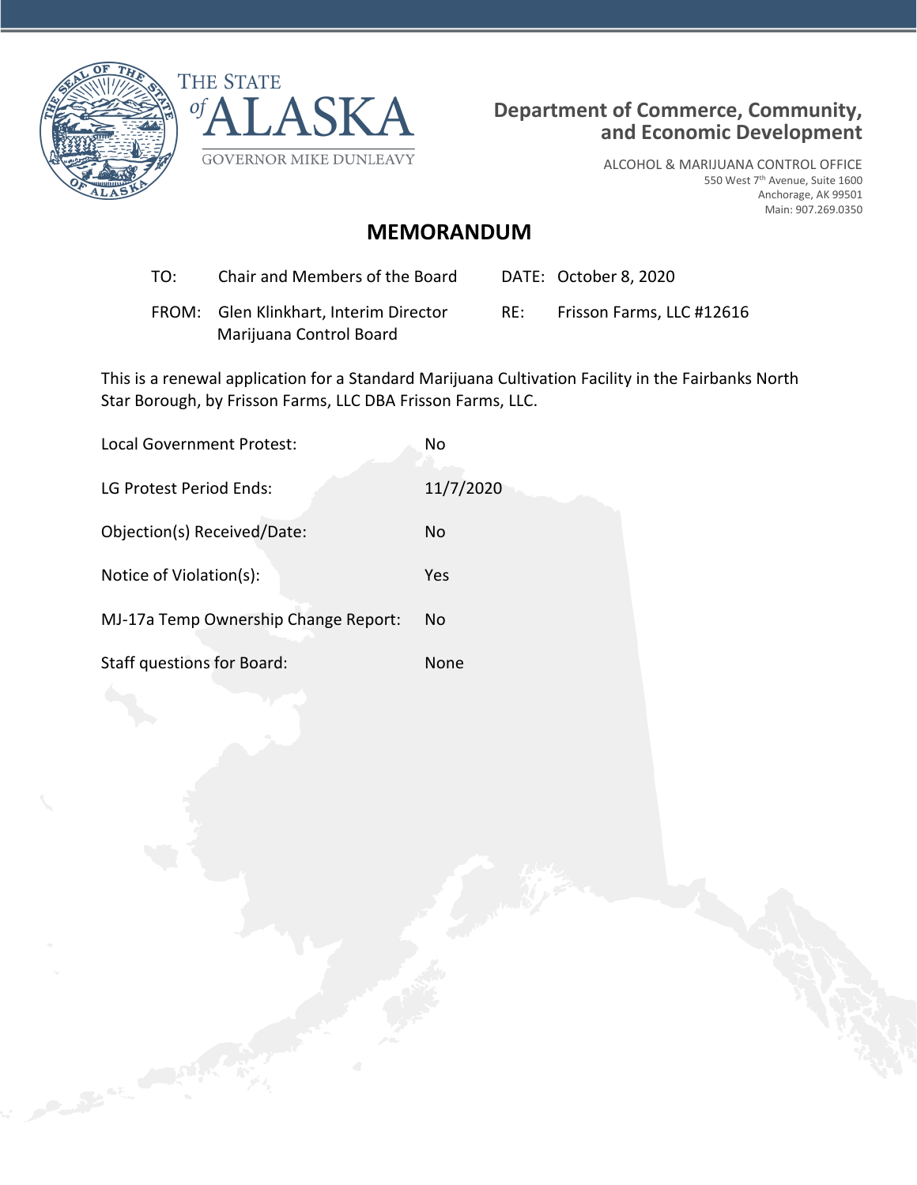THE STATE of ALASKA
GOVERNOR MIKE DUNLEAVY

**Department of Commerce, Community, and Economic Development**

ALCOHOL & MARIJUANA CONTROL OFFICE
550 West 7th Avenue, Suite 1600
Anchorage, AK 99501
Main: 907.269.0350

# MEMORANDUM

| | | | |
|---|---|---|---|
| TO: | Chair and Members of the Board | DATE: | October 8, 2020 |
| FROM: | Glen Klinkhart, Interim Director<br>Marijuana Control Board | RE: | Frisson Farms, LLC #12616 |

This is a renewal application for a Standard Marijuana Cultivation Facility in the Fairbanks North Star Borough, by Frisson Farms, LLC DBA Frisson Farms, LLC.

| | |
|---|---|
| Local Government Protest: | No |
| LG Protest Period Ends: | 11/7/2020 |
| Objection(s) Received/Date: | No |
| Notice of Violation(s): | Yes |
| MJ-17a Temp Ownership Change Report: | No |
| Staff questions for Board: | None |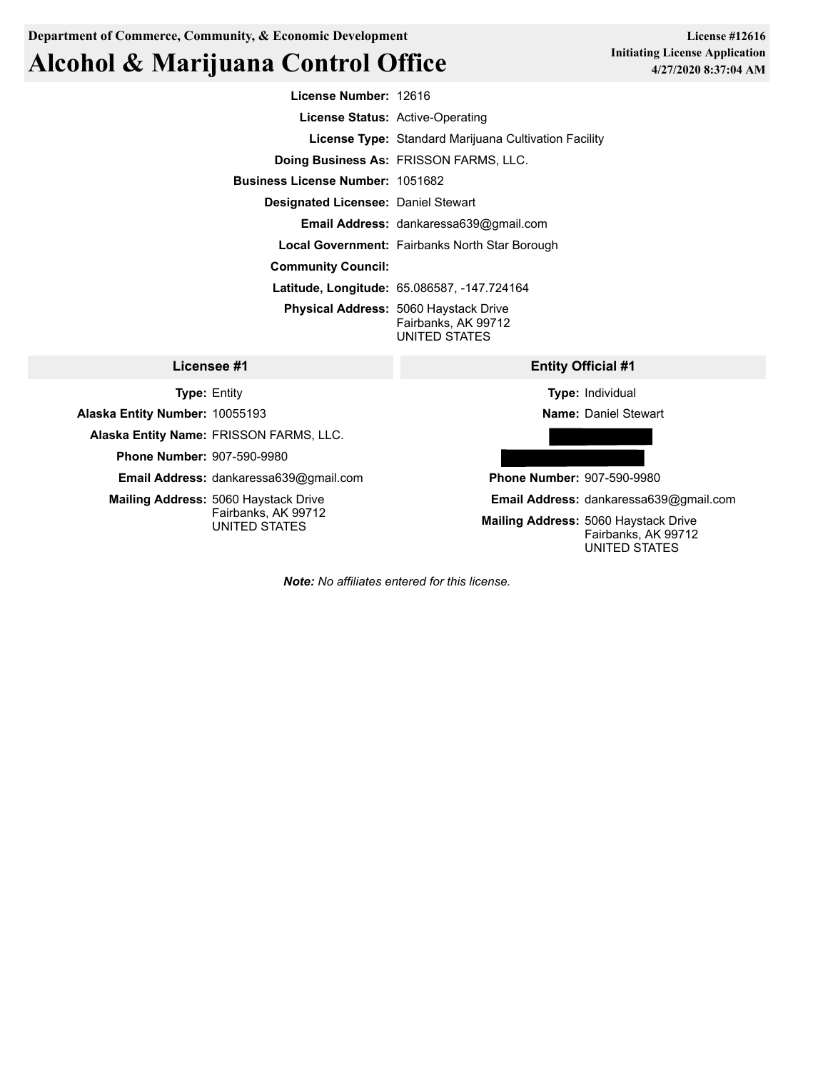Department of Commerce, Community, & Economic Development

# Alcohol & Marijuana Control Office

**License #12616**
**Initiating License Application**
**4/27/2020 8:37:04 AM**

**License Number:** 12616

**License Status:** Active-Operating

**License Type:** Standard Marijuana Cultivation Facility

**Doing Business As:** FRISSON FARMS, LLC.

**Business License Number:** 1051682

**Designated Licensee:** Daniel Stewart

**Email Address:** dankaressa639@gmail.com

**Local Government:** Fairbanks North Star Borough

**Community Council:**

**Latitude, Longitude:** 65.086587, -147.724164

**Physical Address:** 5060 Haystack Drive
Fairbanks, AK 99712
UNITED STATES

## Licensee #1

**Type:** Entity

**Alaska Entity Number:** 10055193

**Alaska Entity Name:** FRISSON FARMS, LLC.

**Phone Number:** 907-590-9980

**Email Address:** dankaressa639@gmail.com

**Mailing Address:** 5060 Haystack Drive
Fairbanks, AK 99712
UNITED STATES

## Entity Official #1

**Type:** Individual

**Name:** Daniel Stewart

**Phone Number:** 907-590-9980

**Email Address:** dankaressa639@gmail.com

**Mailing Address:** 5060 Haystack Drive
Fairbanks, AK 99712
UNITED STATES

***Note:*** *No affiliates entered for this license.*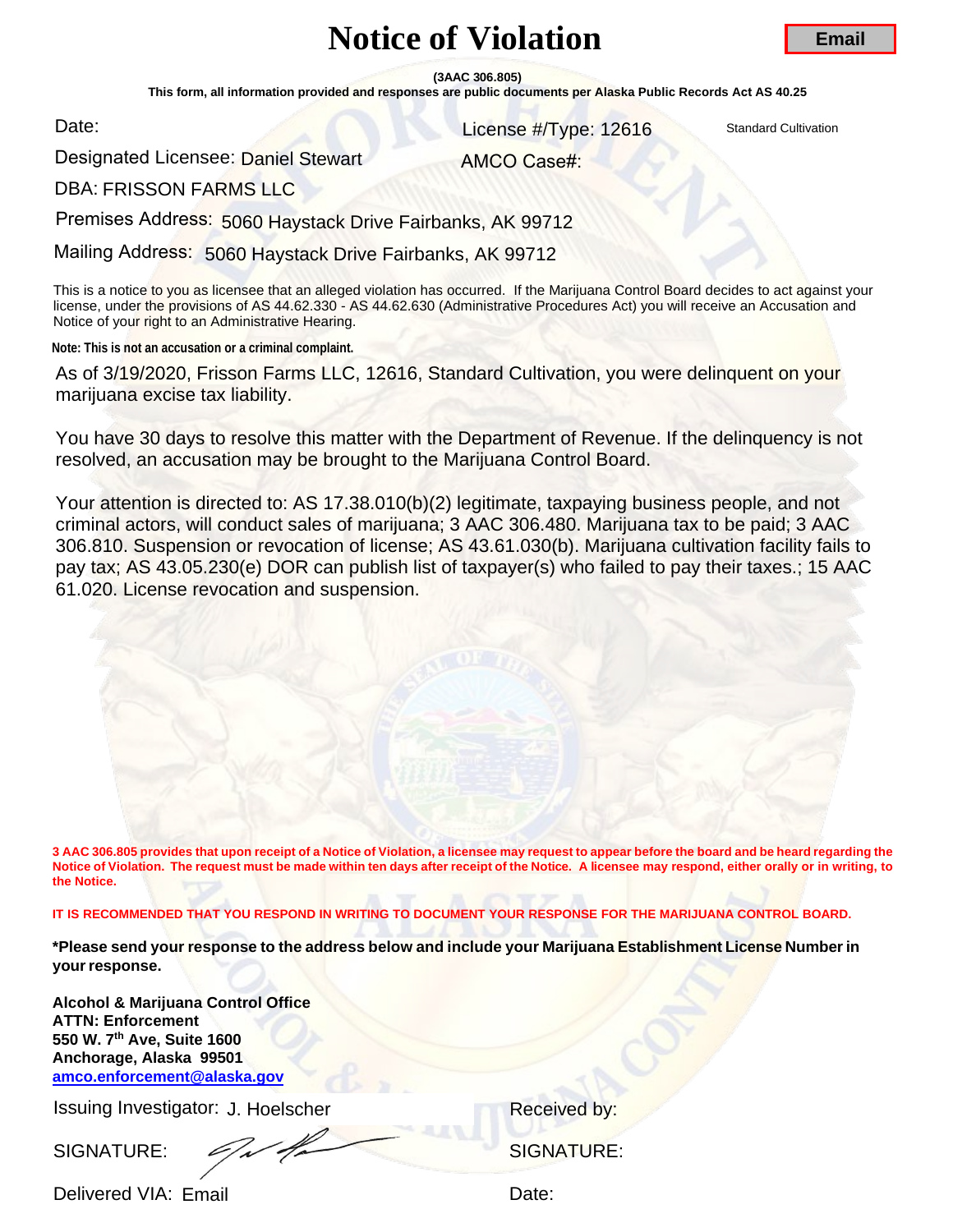# Notice of Violation

**Email**

**(3AAC 306.805)**

**This form, all information provided and responses are public documents per Alaska Public Records Act AS 40.25**

Date:

License #/Type: 12616 Standard Cultivation

Designated Licensee: Daniel Stewart

AMCO Case#:

DBA: FRISSON FARMS LLC

Premises Address: 5060 Haystack Drive Fairbanks, AK 99712

Mailing Address: 5060 Haystack Drive Fairbanks, AK 99712

This is a notice to you as licensee that an alleged violation has occurred. If the Marijuana Control Board decides to act against your license, under the provisions of AS 44.62.330 - AS 44.62.630 (Administrative Procedures Act) you will receive an Accusation and Notice of your right to an Administrative Hearing.

**Note: This is not an accusation or a criminal complaint.**

As of 3/19/2020, Frisson Farms LLC, 12616, Standard Cultivation, you were delinquent on your marijuana excise tax liability.

You have 30 days to resolve this matter with the Department of Revenue. If the delinquency is not resolved, an accusation may be brought to the Marijuana Control Board.

Your attention is directed to: AS 17.38.010(b)(2) legitimate, taxpaying business people, and not criminal actors, will conduct sales of marijuana; 3 AAC 306.480. Marijuana tax to be paid; 3 AAC 306.810. Suspension or revocation of license; AS 43.61.030(b). Marijuana cultivation facility fails to pay tax; AS 43.05.230(e) DOR can publish list of taxpayer(s) who failed to pay their taxes.; 15 AAC 61.020. License revocation and suspension.

**3 AAC 306.805 provides that upon receipt of a Notice of Violation, a licensee may request to appear before the board and be heard regarding the Notice of Violation. The request must be made within ten days after receipt of the Notice. A licensee may respond, either orally or in writing, to the Notice.**

**IT IS RECOMMENDED THAT YOU RESPOND IN WRITING TO DOCUMENT YOUR RESPONSE FOR THE MARIJUANA CONTROL BOARD.**

**\*Please send your response to the address below and include your Marijuana Establishment License Number in your response.**

**Alcohol & Marijuana Control Office**
**ATTN: Enforcement**
**550 W. 7th Ave, Suite 1600**
**Anchorage, Alaska 99501**
**amco.enforcement@alaska.gov**

Issuing Investigator: J. Hoelscher

Received by:

SIGNATURE: [signature]

SIGNATURE:

Delivered VIA: Email

Date: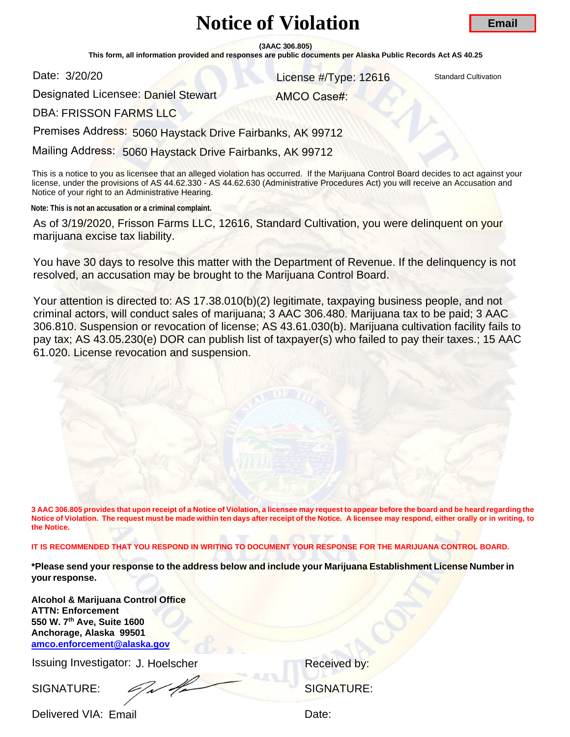# Notice of Violation

**Email**

**(3AAC 306.805)**

**This form, all information provided and responses are public documents per Alaska Public Records Act AS 40.25**

Date: 3/20/20

License #/Type: 12616 Standard Cultivation

Designated Licensee: Daniel Stewart

AMCO Case#:

DBA: FRISSON FARMS LLC

Premises Address: 5060 Haystack Drive Fairbanks, AK 99712

Mailing Address: 5060 Haystack Drive Fairbanks, AK 99712

This is a notice to you as licensee that an alleged violation has occurred. If the Marijuana Control Board decides to act against your license, under the provisions of AS 44.62.330 - AS 44.62.630 (Administrative Procedures Act) you will receive an Accusation and Notice of your right to an Administrative Hearing.

**Note: This is not an accusation or a criminal complaint.**

As of 3/19/2020, Frisson Farms LLC, 12616, Standard Cultivation, you were delinquent on your marijuana excise tax liability.

You have 30 days to resolve this matter with the Department of Revenue. If the delinquency is not resolved, an accusation may be brought to the Marijuana Control Board.

Your attention is directed to: AS 17.38.010(b)(2) legitimate, taxpaying business people, and not criminal actors, will conduct sales of marijuana; 3 AAC 306.480. Marijuana tax to be paid; 3 AAC 306.810. Suspension or revocation of license; AS 43.61.030(b). Marijuana cultivation facility fails to pay tax; AS 43.05.230(e) DOR can publish list of taxpayer(s) who failed to pay their taxes.; 15 AAC 61.020. License revocation and suspension.

**3 AAC 306.805 provides that upon receipt of a Notice of Violation, a licensee may request to appear before the board and be heard regarding the Notice of Violation. The request must be made within ten days after receipt of the Notice. A licensee may respond, either orally or in writing, to the Notice.**

**IT IS RECOMMENDED THAT YOU RESPOND IN WRITING TO DOCUMENT YOUR RESPONSE FOR THE MARIJUANA CONTROL BOARD.**

**\*Please send your response to the address below and include your Marijuana Establishment License Number in your response.**

**Alcohol & Marijuana Control Office**
**ATTN: Enforcement**
**550 W. 7th Ave, Suite 1600**
**Anchorage, Alaska 99501**
**amco.enforcement@alaska.gov**

Issuing Investigator: J. Hoelscher

Received by:

SIGNATURE: [signature]

SIGNATURE:

Delivered VIA: Email

Date: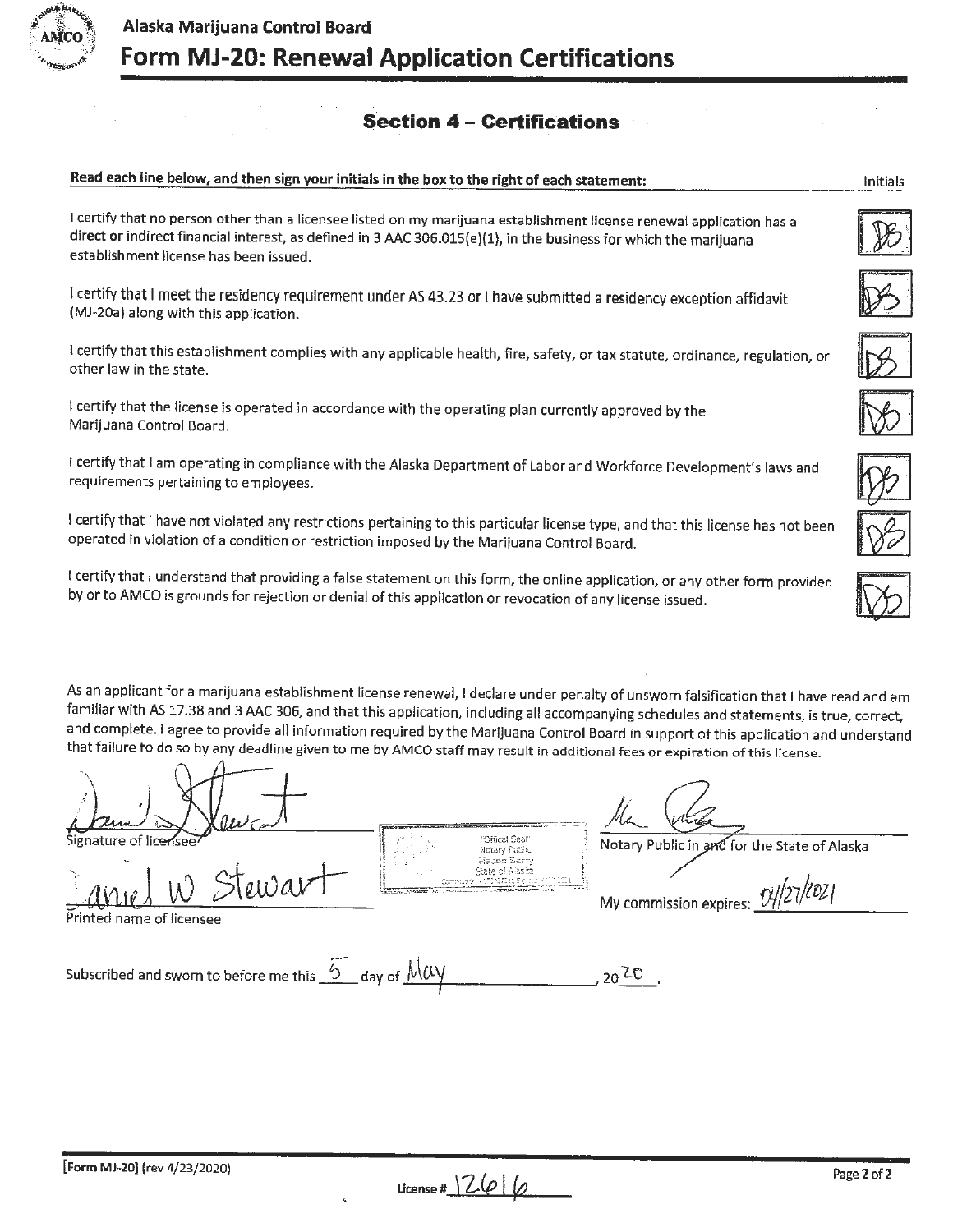Alaska Marijuana Control Board

# Form MJ-20: Renewal Application Certifications

## Section 4 – Certifications

**Read each line below, and then sign your initials in the box to the right of each statement:**

| Statement | Initials |
|---|---|
| I certify that no person other than a licensee listed on my marijuana establishment license renewal application has a direct or indirect financial interest, as defined in 3 AAC 306.015(e)(1), in the business for which the marijuana establishment license has been issued. | DS |
| I certify that I meet the residency requirement under AS 43.23 or I have submitted a residency exception affidavit (MJ-20a) along with this application. | DS |
| I certify that this establishment complies with any applicable health, fire, safety, or tax statute, ordinance, regulation, or other law in the state. | DS |
| I certify that the license is operated in accordance with the operating plan currently approved by the Marijuana Control Board. | DS |
| I certify that I am operating in compliance with the Alaska Department of Labor and Workforce Development's laws and requirements pertaining to employees. | DS |
| I certify that I have not violated any restrictions pertaining to this particular license type, and that this license has not been operated in violation of a condition or restriction imposed by the Marijuana Control Board. | DS |
| I certify that I understand that providing a false statement on this form, the online application, or any other form provided by or to AMCO is grounds for rejection or denial of this application or revocation of any license issued. | DS |

As an applicant for a marijuana establishment license renewal, I declare under penalty of unsworn falsification that I have read and am familiar with AS 17.38 and 3 AAC 306, and that this application, including all accompanying schedules and statements, is true, correct, and complete. I agree to provide all information required by the Marijuana Control Board in support of this application and understand that failure to do so by any deadline given to me by AMCO staff may result in additional fees or expiration of this license.

[Signature]
Signature of licensee

Daniel W Stewart
Printed name of licensee

"Official Seal" Notary Public, State of Alaska

[Signature]
Notary Public in and for the State of Alaska

My commission expires: 04/27/2021

Subscribed and sworn to before me this 5 day of May, 2020.

[Form MJ-20] (rev 4/23/2020)

License # 12616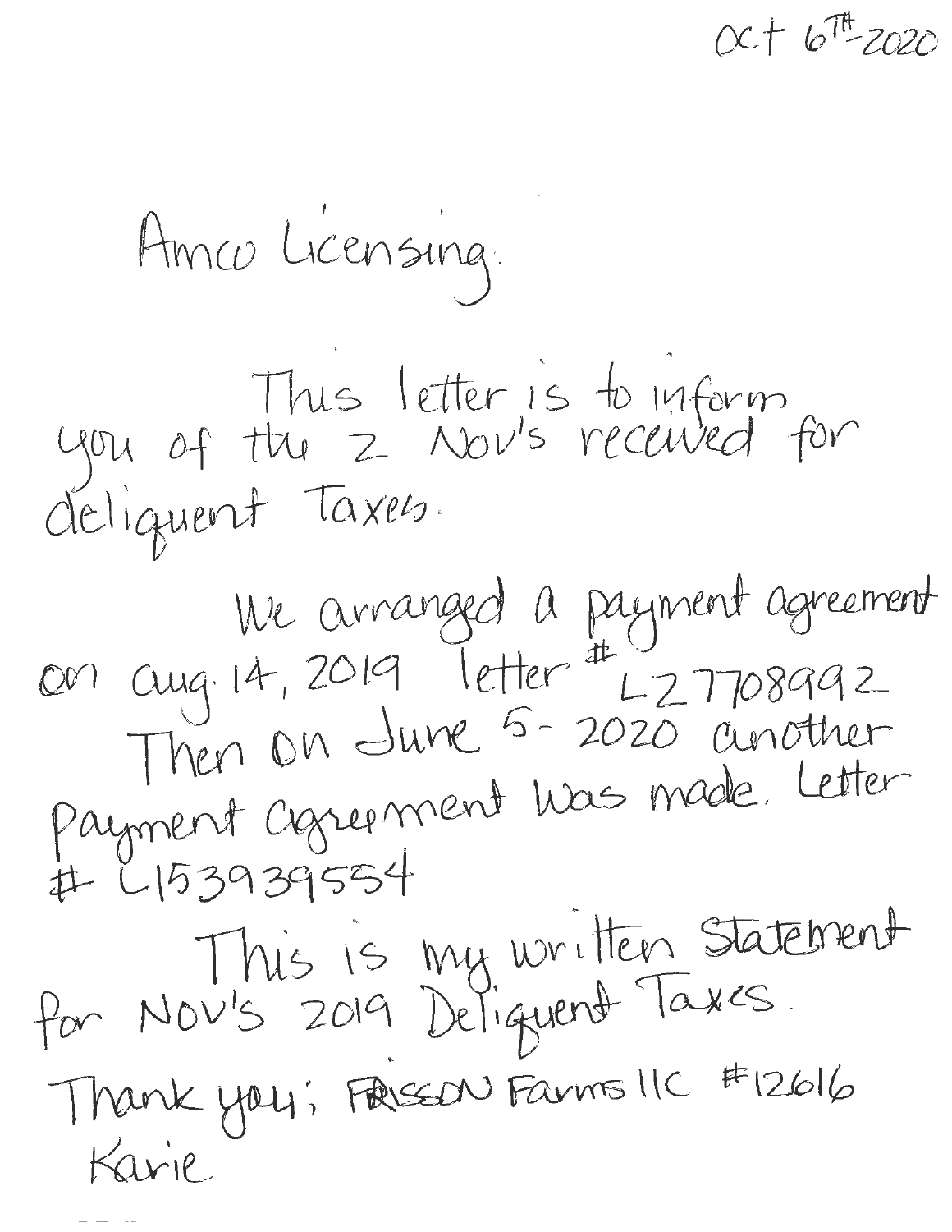Oct 6th - 2020

Amco Licensing.

This letter is to inform you of the 2 Nov's received for deliquent Taxes.

We arranged a payment agreement on aug. 14, 2019 letter # L27708992

Then on June 5 - 2020 another payment agreement was made. Letter # L153939554

This is my written Statement for Nov's 2019 Deliquent Taxes.

Thank you; FRISSON Farms LLC #12616

Karie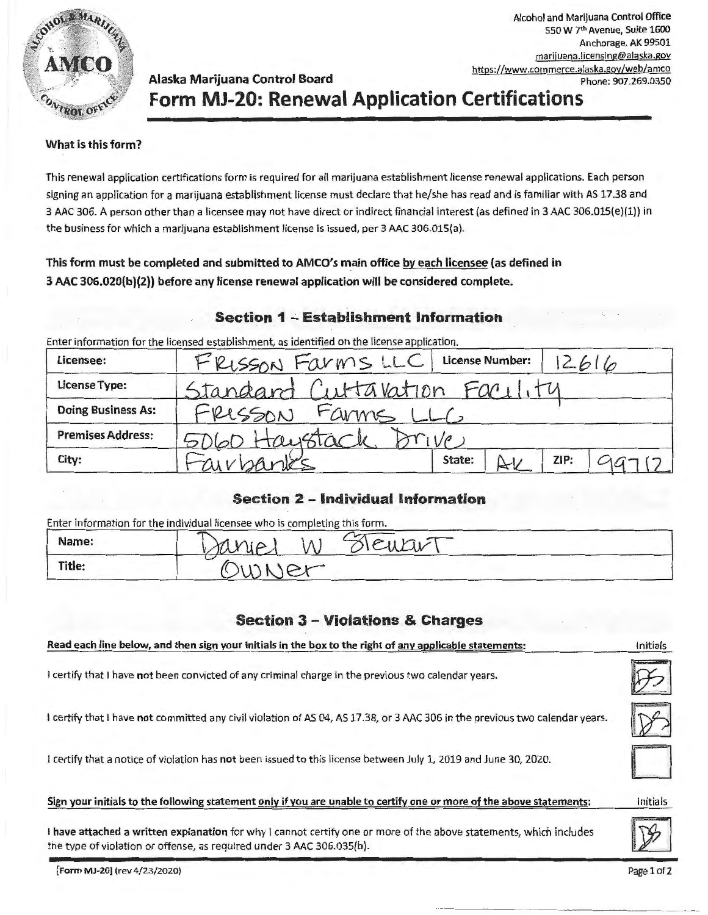Alcohol and Marijuana Control Office
550 W 7th Avenue, Suite 1600
Anchorage, AK 99501
marijuana.licensing@alaska.gov
https://www.commerce.alaska.gov/web/amco
Phone: 907.269.0350

Alaska Marijuana Control Board

# Form MJ-20: Renewal Application Certifications

**What is this form?**

This renewal application certifications form is required for all marijuana establishment license renewal applications. Each person signing an application for a marijuana establishment license must declare that he/she has read and is familiar with AS 17.38 and 3 AAC 306. A person other than a licensee may not have direct or indirect financial interest (as defined in 3 AAC 306.015(e)(1)) in the business for which a marijuana establishment license is issued, per 3 AAC 306.015(a).

**This form must be completed and submitted to AMCO's main office by each licensee (as defined in 3 AAC 306.020(b)(2)) before any license renewal application will be considered complete.**

## Section 1 – Establishment Information

Enter information for the licensed establishment, as identified on the license application.

| Licensee: | FRISSON Farms LLC | License Number: | 12616 | | |
|---|---|---|---|---|---|
| License Type: | Standard Cultavation Facility | | | | |
| Doing Business As: | FRISSON Farms LLC | | | | |
| Premises Address: | 5060 Haystack Drive | | | | |
| City: | Fairbanks | State: | AK | ZIP: | 99712 |

## Section 2 – Individual Information

Enter information for the individual licensee who is completing this form.

| Name: | Daniel W Stewart |
|---|---|
| Title: | Owner |

## Section 3 – Violations & Charges

| **Read each line below, and then sign your initials in the box to the right of any applicable statements:** | Initials |
|---|---|
| I certify that I have **not** been convicted of any criminal charge in the previous two calendar years. | DS |
| I certify that I have **not** committed any civil violation of AS 04, AS 17.38, or 3 AAC 306 in the previous two calendar years. | DS |
| I certify that a notice of violation has **not** been issued to this license between July 1, 2019 and June 30, 2020. | |

| **Sign your initials to the following statement only if you are unable to certify one or more of the above statements:** | Initials |
|---|---|
| **I have attached a written explanation** for why I cannot certify one or more of the above statements, which includes the type of violation or offense, as required under 3 AAC 306.035(b). | DS |

[Form MJ-20] (rev 4/23/2020)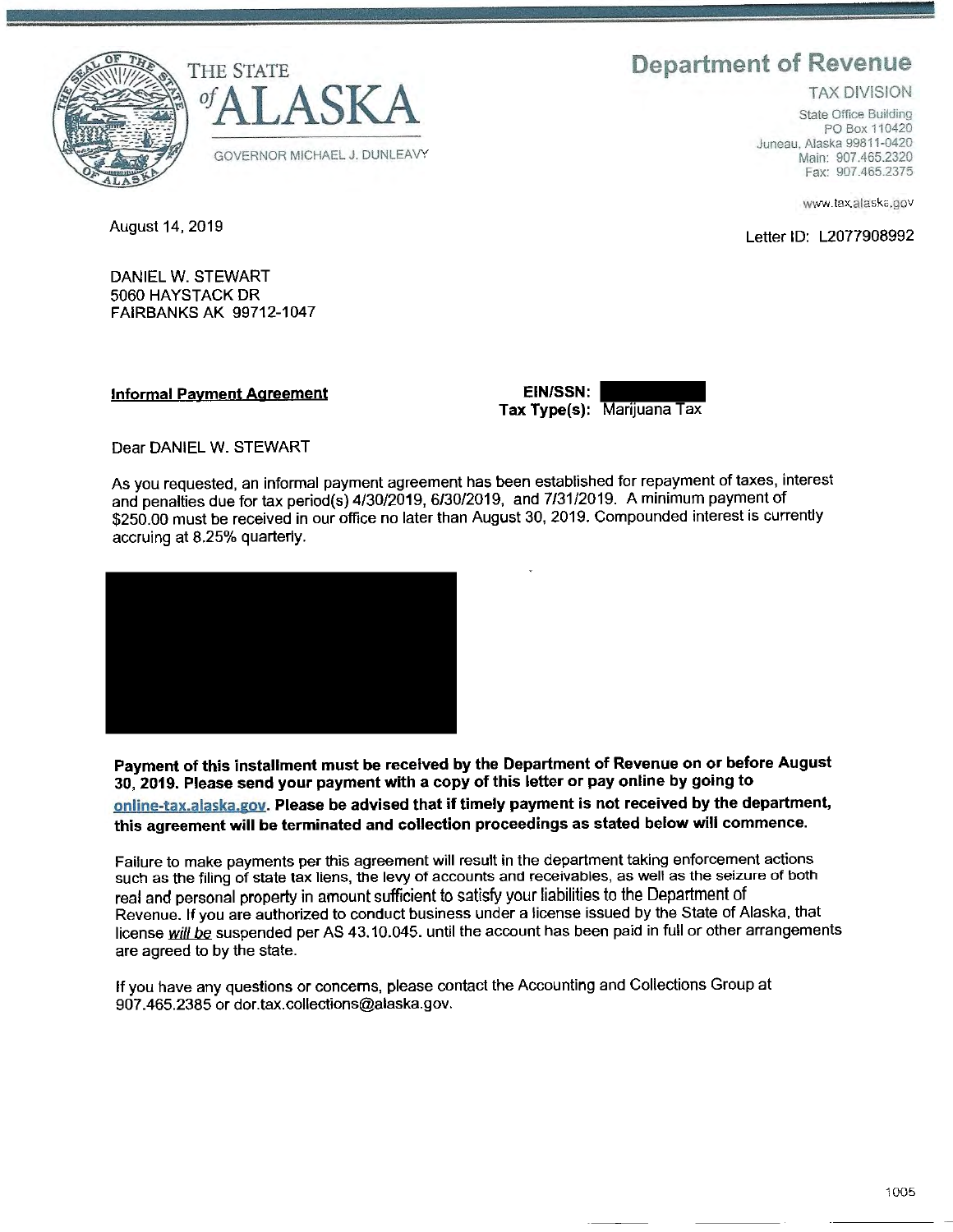THE STATE of ALASKA

GOVERNOR MICHAEL J. DUNLEAVY

**Department of Revenue**

TAX DIVISION

State Office Building
PO Box 110420
Juneau, Alaska 99811-0420
Main: 907.465.2320
Fax: 907.465.2375

www.tax.alaska.gov

August 14, 2019

Letter ID: L2077908992

DANIEL W. STEWART
5060 HAYSTACK DR
FAIRBANKS AK 99712-1047

**Informal Payment Agreement**

**EIN/SSN:** [REDACTED]
**Tax Type(s):** Marijuana Tax

Dear DANIEL W. STEWART

As you requested, an informal payment agreement has been established for repayment of taxes, interest and penalties due for tax period(s) 4/30/2019, 6/30/2019, and 7/31/2019. A minimum payment of $250.00 must be received in our office no later than August 30, 2019. Compounded interest is currently accruing at 8.25% quarterly.

[REDACTED]

**Payment of this installment must be received by the Department of Revenue on or before August 30, 2019. Please send your payment with a copy of this letter or pay online by going to online-tax.alaska.gov. Please be advised that if timely payment is not received by the department, this agreement will be terminated and collection proceedings as stated below will commence.**

Failure to make payments per this agreement will result in the department taking enforcement actions such as the filing of state tax liens, the levy of accounts and receivables, as well as the seizure of both real and personal property in amount sufficient to satisfy your liabilities to the Department of Revenue. If you are authorized to conduct business under a license issued by the State of Alaska, that license ***will be*** suspended per AS 43.10.045. until the account has been paid in full or other arrangements are agreed to by the state.

If you have any questions or concerns, please contact the Accounting and Collections Group at 907.465.2385 or dor.tax.collections@alaska.gov.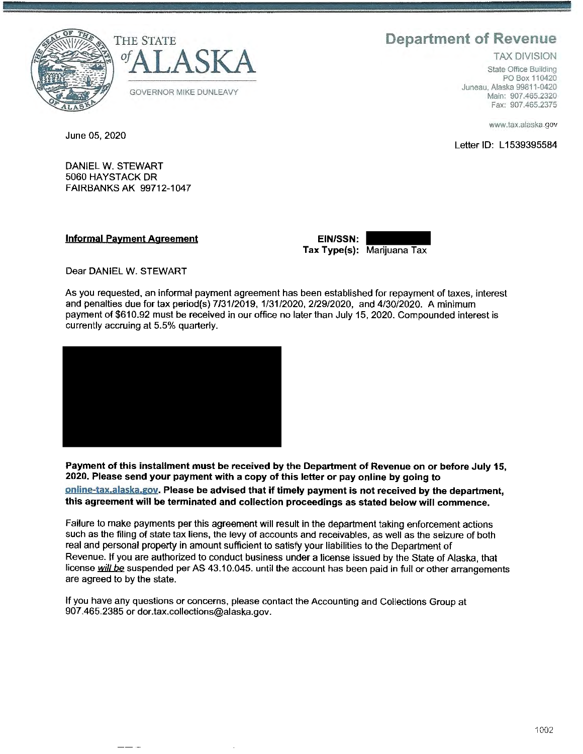THE STATE of ALASKA

GOVERNOR MIKE DUNLEAVY

**Department of Revenue**

TAX DIVISION

State Office Building
PO Box 110420
Juneau, Alaska 99811-0420
Main: 907.465.2320
Fax: 907.465.2375

www.tax.alaska.gov

June 05, 2020

Letter ID: L1539395584

DANIEL W. STEWART
5060 HAYSTACK DR
FAIRBANKS AK 99712-1047

**Informal Payment Agreement**

**EIN/SSN:** [REDACTED]
**Tax Type(s):** Marijuana Tax

Dear DANIEL W. STEWART

As you requested, an informal payment agreement has been established for repayment of taxes, interest and penalties due for tax period(s) 7/31/2019, 1/31/2020, 2/29/2020, and 4/30/2020. A minimum payment of $610.92 must be received in our office no later than July 15, 2020. Compounded interest is currently accruing at 5.5% quarterly.

[REDACTED]

**Payment of this installment must be received by the Department of Revenue on or before July 15, 2020. Please send your payment with a copy of this letter or pay online by going to online-tax.alaska.gov. Please be advised that if timely payment is not received by the department, this agreement will be terminated and collection proceedings as stated below will commence.**

Failure to make payments per this agreement will result in the department taking enforcement actions such as the filing of state tax liens, the levy of accounts and receivables, as well as the seizure of both real and personal property in amount sufficient to satisfy your liabilities to the Department of Revenue. If you are authorized to conduct business under a license issued by the State of Alaska, that license ***will be*** suspended per AS 43.10.045. until the account has been paid in full or other arrangements are agreed to by the state.

If you have any questions or concerns, please contact the Accounting and Collections Group at 907.465.2385 or dor.tax.collections@alaska.gov.